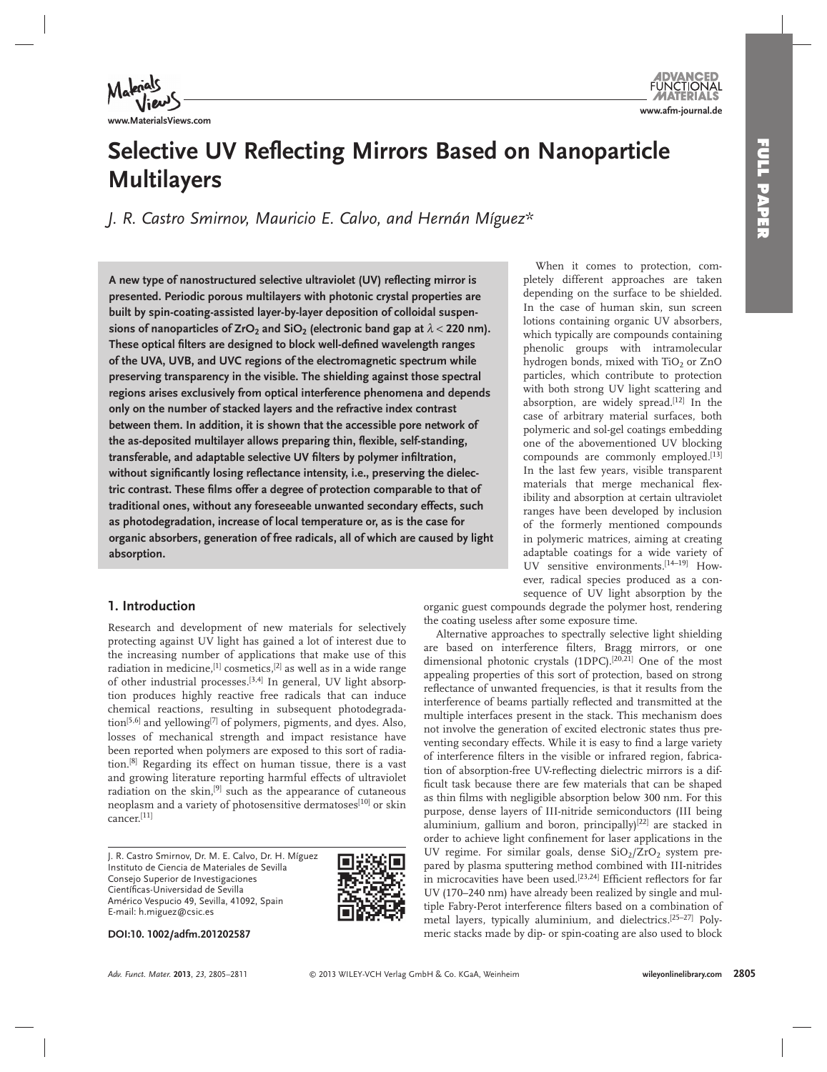# Selective UV Reflecting Mirrors Based on Nanoparticle Multilayers

*J. R. Castro Smirnov, Mauricio E. Calvo, and Hernán Míguez**

**A new type of nanostructured selective ultraviolet (UV) reflecting mirror is presented. Periodic porous multilayers with photonic crystal properties are built by spin-coating-assisted layer-by-layer deposition of colloidal suspensions of nanoparticles of $ZrO_2$ and $SiO_2$ (electronic band gap at $\lambda < 220$ nm). These optical filters are designed to block well-defined wavelength ranges of the UVA, UVB, and UVC regions of the electromagnetic spectrum while preserving transparency in the visible. The shielding against those spectral regions arises exclusively from optical interference phenomena and depends only on the number of stacked layers and the refractive index contrast between them. In addition, it is shown that the accessible pore network of the as-deposited multilayer allows preparing thin, flexible, self-standing, transferable, and adaptable selective UV filters by polymer infiltration, without significantly losing reflectance intensity, i.e., preserving the dielectric contrast. These films offer a degree of protection comparable to that of traditional ones, without any foreseeable unwanted secondary effects, such as photodegradation, increase of local temperature or, as is the case for organic absorbers, generation of free radicals, all of which are caused by light absorption.**

## 1. Introduction

Research and development of new materials for selectively protecting against UV light has gained a lot of interest due to the increasing number of applications that make use of this radiation in medicine,[1] cosmetics,[2] as well as in a wide range of other industrial processes.[3,4] In general, UV light absorption produces highly reactive free radicals that can induce chemical reactions, resulting in subsequent photodegradation[5,6] and yellowing[7] of polymers, pigments, and dyes. Also, losses of mechanical strength and impact resistance have been reported when polymers are exposed to this sort of radiation.[8] Regarding its effect on human tissue, there is a vast and growing literature reporting harmful effects of ultraviolet radiation on the skin,[9] such as the appearance of cutaneous neoplasm and a variety of photosensitive dermatoses[10] or skin cancer.[11]

When it comes to protection, completely different approaches are taken depending on the surface to be shielded. In the case of human skin, sun screen lotions containing organic UV absorbers, which typically are compounds containing phenolic groups with intramolecular hydrogen bonds, mixed with $TiO_2$ or $ZnO$ particles, which contribute to protection with both strong UV light scattering and absorption, are widely spread.[12] In the case of arbitrary material surfaces, both polymeric and sol-gel coatings embedding one of the abovementioned UV blocking compounds are commonly employed.[13] In the last few years, visible transparent materials that merge mechanical flexibility and absorption at certain ultraviolet ranges have been developed by inclusion of the formerly mentioned compounds in polymeric matrices, aiming at creating adaptable coatings for a wide variety of UV sensitive environments.[14–19] However, radical species produced as a consequence of UV light absorption by the organic guest compounds degrade the polymer host, rendering the coating useless after some exposure time.

Alternative approaches to spectrally selective light shielding are based on interference filters, Bragg mirrors, or one dimensional photonic crystals (1DPC).[20,21] One of the most appealing properties of this sort of protection, based on strong reflectance of unwanted frequencies, is that it results from the interference of beams partially reflected and transmitted at the multiple interfaces present in the stack. This mechanism does not involve the generation of excited electronic states thus preventing secondary effects. While it is easy to find a large variety of interference filters in the visible or infrared region, fabrication of absorption-free UV-reflecting dielectric mirrors is a difficult task because there are few materials that can be shaped as thin films with negligible absorption below 300 nm. For this purpose, dense layers of III-nitride semiconductors (III being aluminium, gallium and boron, principally)[22] are stacked in order to achieve light confinement for laser applications in the UV regime. For similar goals, dense $SiO_2/ZrO_2$ system prepared by plasma sputtering method combined with III-nitrides in microcavities have been used.[23,24] Efficient reflectors for far UV (170–240 nm) have already been realized by single and multiple Fabry-Perot interference filters based on a combination of metal layers, typically aluminium, and dielectrics.[25–27] Polymeric stacks made by dip- or spin-coating are also used to block

J. R. Castro Smirnov, Dr. M. E. Calvo, Dr. H. Míguez
Instituto de Ciencia de Materiales de Sevilla
Consejo Superior de Investigaciones Científicas-Universidad de Sevilla
Américo Vespucio 49, Sevilla, 41092, Spain
E-mail: h.miguez@csic.es

**DOI:10. 1002/adfm.201202587**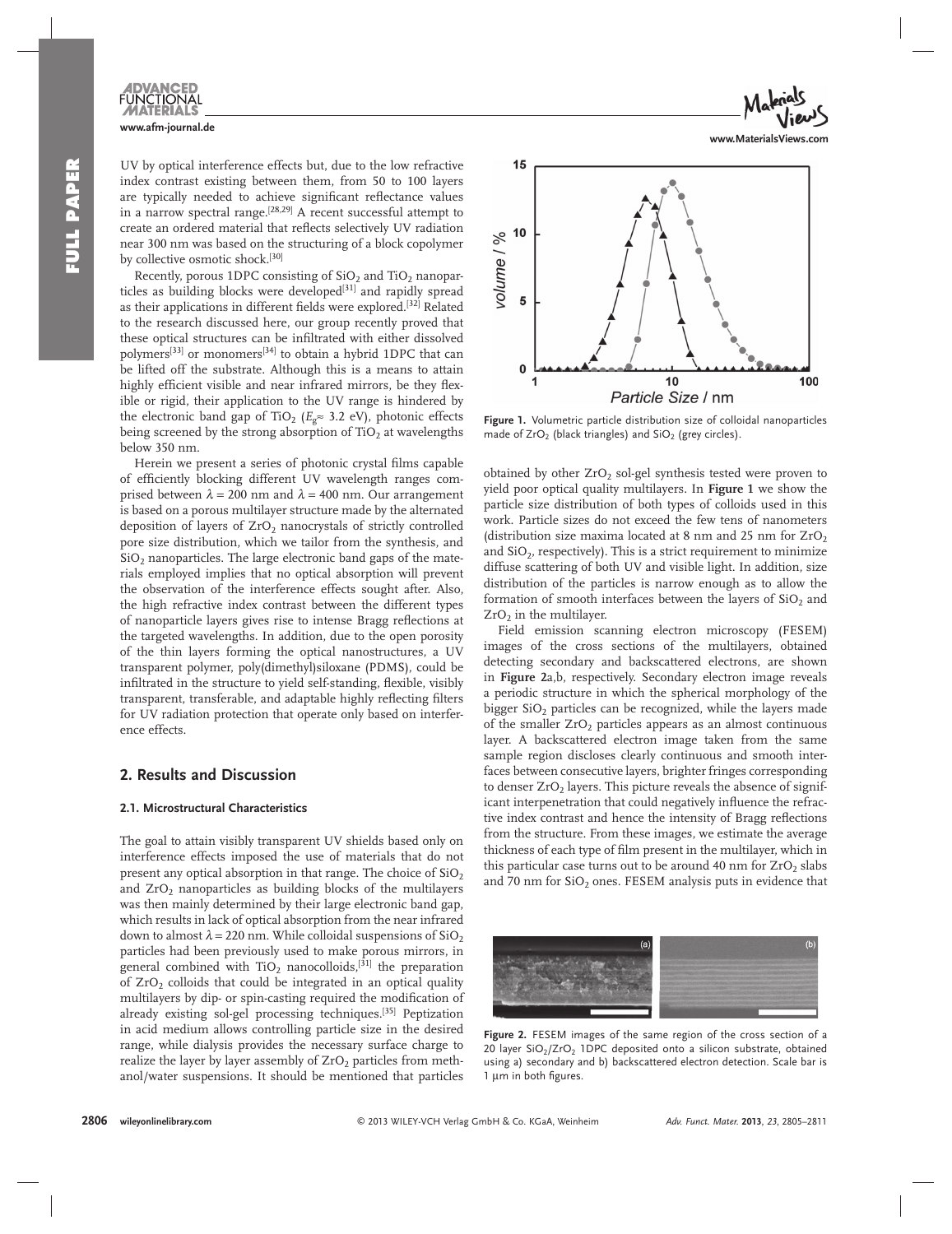UV by optical interference effects but, due to the low refractive index contrast existing between them, from 50 to 100 layers are typically needed to achieve significant reflectance values in a narrow spectral range.[28,29] A recent successful attempt to create an ordered material that reflects selectively UV radiation near 300 nm was based on the structuring of a block copolymer by collective osmotic shock.[30]

Recently, porous 1DPC consisting of $SiO_2$ and $TiO_2$ nanoparticles as building blocks were developed[31] and rapidly spread as their applications in different fields were explored.[32] Related to the research discussed here, our group recently proved that these optical structures can be infiltrated with either dissolved polymers[33] or monomers[34] to obtain a hybrid 1DPC that can be lifted off the substrate. Although this is a means to attain highly efficient visible and near infrared mirrors, be they flexible or rigid, their application to the UV range is hindered by the electronic band gap of $TiO_2$ ($E_g \approx 3.2$ eV), photonic effects being screened by the strong absorption of $TiO_2$ at wavelengths below 350 nm.

Herein we present a series of photonic crystal films capable of efficiently blocking different UV wavelength ranges comprised between $\lambda = 200$ nm and $\lambda = 400$ nm. Our arrangement is based on a porous multilayer structure made by the alternated deposition of layers of $ZrO_2$ nanocrystals of strictly controlled pore size distribution, which we tailor from the synthesis, and $SiO_2$ nanoparticles. The large electronic band gaps of the materials employed implies that no optical absorption will prevent the observation of the interference effects sought after. Also, the high refractive index contrast between the different types of nanoparticle layers gives rise to intense Bragg reflections at the targeted wavelengths. In addition, due to the open porosity of the thin layers forming the optical nanostructures, a UV transparent polymer, poly(dimethyl)siloxane (PDMS), could be infiltrated in the structure to yield self-standing, flexible, visibly transparent, transferable, and adaptable highly reflecting filters for UV radiation protection that operate only based on interference effects.

## 2. Results and Discussion

### 2.1. Microstructural Characteristics

The goal to attain visibly transparent UV shields based only on interference effects imposed the use of materials that do not present any optical absorption in that range. The choice of $SiO_2$ and $ZrO_2$ nanoparticles as building blocks of the multilayers was then mainly determined by their large electronic band gap, which results in lack of optical absorption from the near infrared down to almost $\lambda = 220$ nm. While colloidal suspensions of $SiO_2$ particles had been previously used to make porous mirrors, in general combined with $TiO_2$ nanocolloids,[31] the preparation of $ZrO_2$ colloids that could be integrated in an optical quality multilayers by dip- or spin-casting required the modification of already existing sol-gel processing techniques.[35] Peptization in acid medium allows controlling particle size in the desired range, while dialysis provides the necessary surface charge to realize the layer by layer assembly of $ZrO_2$ particles from methanol/water suspensions. It should be mentioned that particles obtained by other $ZrO_2$ sol-gel synthesis tested were proven to yield poor optical quality multilayers. In **Figure 1** we show the particle size distribution of both types of colloids used in this work. Particle sizes do not exceed the few tens of nanometers (distribution size maxima located at 8 nm and 25 nm for $ZrO_2$ and $SiO_2$, respectively). This is a strict requirement to minimize diffuse scattering of both UV and visible light. In addition, size distribution of the particles is narrow enough as to allow the formation of smooth interfaces between the layers of $SiO_2$ and $ZrO_2$ in the multilayer.

**Figure 1.** Volumetric particle distribution size of colloidal nanoparticles made of $ZrO_2$ (black triangles) and $SiO_2$ (grey circles).

Field emission scanning electron microscopy (FESEM) images of the cross sections of the multilayers, obtained detecting secondary and backscattered electrons, are shown in **Figure 2**a,b, respectively. Secondary electron image reveals a periodic structure in which the spherical morphology of the bigger $SiO_2$ particles can be recognized, while the layers made of the smaller $ZrO_2$ particles appears as an almost continuous layer. A backscattered electron image taken from the same sample region discloses clearly continuous and smooth interfaces between consecutive layers, brighter fringes corresponding to denser $ZrO_2$ layers. This picture reveals the absence of significant interpenetration that could negatively influence the refractive index contrast and hence the intensity of Bragg reflections from the structure. From these images, we estimate the average thickness of each type of film present in the multilayer, which in this particular case turns out to be around 40 nm for $ZrO_2$ slabs and 70 nm for $SiO_2$ ones. FESEM analysis puts in evidence that

**Figure 2.** FESEM images of the same region of the cross section of a 20 layer $SiO_2$/$ZrO_2$ 1DPC deposited onto a silicon substrate, obtained using a) secondary and b) backscattered electron detection. Scale bar is 1 µm in both figures.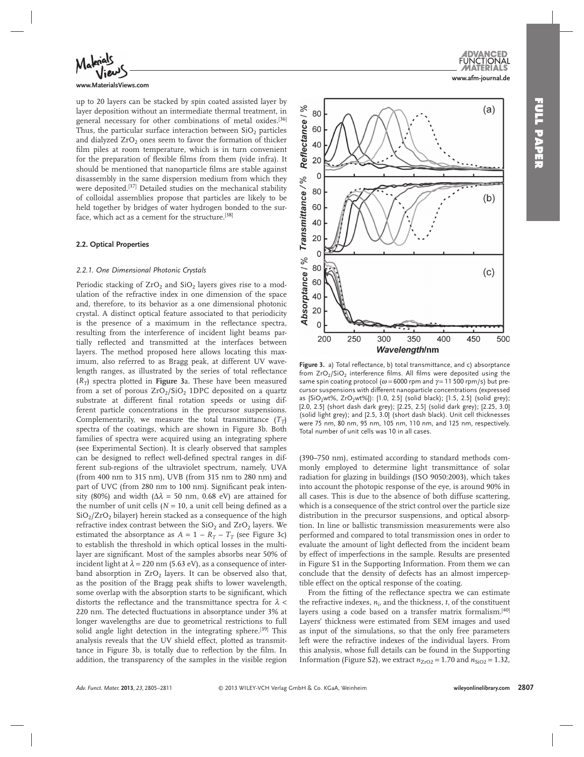up to 20 layers can be stacked by spin coated assisted layer by layer deposition without an intermediate thermal treatment, in general necessary for other combinations of metal oxides.[36] Thus, the particular surface interaction between $SiO_2$ particles and dialyzed $ZrO_2$ ones seem to favor the formation of thicker film piles at room temperature, which is in turn convenient for the preparation of flexible films from them (vide infra). It should be mentioned that nanoparticle films are stable against disassembly in the same dispersion medium from which they were deposited.[37] Detailed studies on the mechanical stability of colloidal assemblies propose that particles are likely to be held together by bridges of water hydrogen bonded to the surface, which act as a cement for the structure.[38]

### 2.2. Optical Properties

#### 2.2.1. One Dimensional Photonic Crystals

Periodic stacking of $ZrO_2$ and $SiO_2$ layers gives rise to a modulation of the refractive index in one dimension of the space and, therefore, to its behavior as a one dimensional photonic crystal. A distinct optical feature associated to that periodicity is the presence of a maximum in the reflectance spectra, resulting from the interference of incident light beams partially reflected and transmitted at the interfaces between layers. The method proposed here allows locating this maximum, also referred to as Bragg peak, at different UV wavelength ranges, as illustrated by the series of total reflectance ($R_T$) spectra plotted in **Figure 3**a. These have been measured from a set of porous $ZrO_2/SiO_2$ 1DPC deposited on a quartz substrate at different final rotation speeds or using different particle concentrations in the precursor suspensions. Complementarily, we measure the total transmittance ($T_T$) spectra of the coatings, which are shown in Figure 3b. Both families of spectra were acquired using an integrating sphere (see Experimental Section). It is clearly observed that samples can be designed to reflect well-defined spectral ranges in different sub-regions of the ultraviolet spectrum, namely, UVA (from 400 nm to 315 nm), UVB (from 315 nm to 280 nm) and part of UVC (from 280 nm to 100 nm). Significant peak intensity (80%) and width ($\Delta\lambda$ = 50 nm, 0.68 eV) are attained for the number of unit cells ($N$ = 10, a unit cell being defined as a $SiO_2/ZrO_2$ bilayer) herein stacked as a consequence of the high refractive index contrast between the $SiO_2$ and $ZrO_2$ layers. We estimated the absorptance as $A = 1 - R_T - T_T$ (see Figure 3c) to establish the threshold in which optical losses in the multilayer are significant. Most of the samples absorbs near 50% of incident light at $\lambda$ = 220 nm (5.63 eV), as a consequence of interband absorption in $ZrO_2$ layers. It can be observed also that, as the position of the Bragg peak shifts to lower wavelength, some overlap with the absorption starts to be significant, which distorts the reflectance and the transmittance spectra for $\lambda$ < 220 nm. The detected fluctuations in absorptance under 3% at longer wavelengths are due to geometrical restrictions to full solid angle light detection in the integrating sphere.[39] This analysis reveals that the UV shield effect, plotted as transmittance in Figure 3b, is totally due to reflection by the film. In addition, the transparency of the samples in the visible region (390–750 nm), estimated according to standard methods commonly employed to determine light transmittance of solar radiation for glazing in buildings (ISO 9050:2003), which takes into account the photopic response of the eye, is around 90% in all cases. This is due to the absence of both diffuse scattering, which is a consequence of the strict control over the particle size distribution in the precursor suspensions, and optical absorption. In line or ballistic transmission measurements were also performed and compared to total transmission ones in order to evaluate the amount of light deflected from the incident beam by effect of imperfections in the sample. Results are presented in Figure S1 in the Supporting Information. From them we can conclude that the density of defects has an almost imperceptible effect on the optical response of the coating.

**Figure 3.** a) Total reflectance, b) total transmittance, and c) absorptance from $ZrO_2/SiO_2$ interference films. All films were deposited using the same spin coating protocol ($\omega$ = 6000 rpm and $\gamma$ = 11 500 rpm/s) but precursor suspensions with different nanoparticle concentrations (expressed as [$SiO_2$wt%, $ZrO_2$wt%]): [1.0, 2.5] (solid black); [1.5, 2.5] (solid grey); [2.0, 2.5] (short dash dark grey); [2.25, 2.5] (solid dark grey); [2.25, 3.0] (solid light grey); and [2.5, 3.0] (short dash black). Unit cell thicknesses were 75 nm, 80 nm, 95 nm, 105 nm, 110 nm, and 125 nm, respectively. Total number of unit cells was 10 in all cases.

From the fitting of the reflectance spectra we can estimate the refractive indexes, $n_i$, and the thickness, $t$, of the constituent layers using a code based on a transfer matrix formalism.[40] Layers' thickness were estimated from SEM images and used as input of the simulations, so that the only free parameters left were the refractive indexes of the individual layers. From this analysis, whose full details can be found in the Supporting Information (Figure S2), we extract $n_{ZrO2} = 1.70$ and $n_{SiO2} = 1.32$,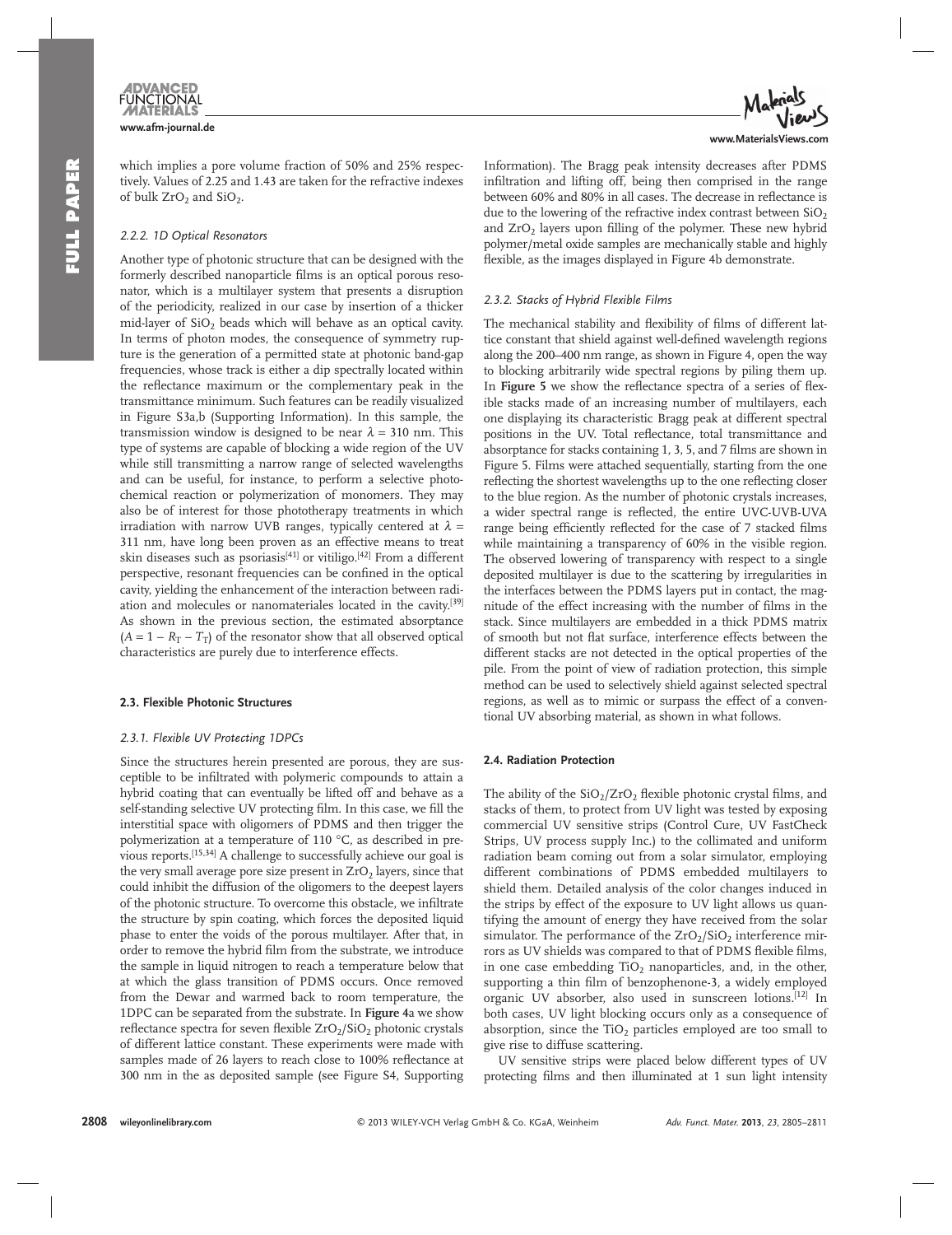which implies a pore volume fraction of 50% and 25% respectively. Values of 2.25 and 1.43 are taken for the refractive indexes of bulk $ZrO_2$ and $SiO_2$.

#### 2.2.2. 1D Optical Resonators

Another type of photonic structure that can be designed with the formerly described nanoparticle films is an optical porous resonator, which is a multilayer system that presents a disruption of the periodicity, realized in our case by insertion of a thicker mid-layer of $SiO_2$ beads which will behave as an optical cavity. In terms of photon modes, the consequence of symmetry rupture is the generation of a permitted state at photonic band-gap frequencies, whose track is either a dip spectrally located within the reflectance maximum or the complementary peak in the transmittance minimum. Such features can be readily visualized in Figure S3a,b (Supporting Information). In this sample, the transmission window is designed to be near $\lambda = 310$ nm. This type of systems are capable of blocking a wide region of the UV while still transmitting a narrow range of selected wavelengths and can be useful, for instance, to perform a selective photochemical reaction or polymerization of monomers. They may also be of interest for those phototherapy treatments in which irradiation with narrow UVB ranges, typically centered at $\lambda = 311$ nm, have long been proven as an effective means to treat skin diseases such as psoriasis[41] or vitiligo.[42] From a different perspective, resonant frequencies can be confined in the optical cavity, yielding the enhancement of the interaction between radiation and molecules or nanomateriales located in the cavity.[39] As shown in the previous section, the estimated absorptance ($A = 1 - R_T - T_T$) of the resonator show that all observed optical characteristics are purely due to interference effects.

### 2.3. Flexible Photonic Structures

#### 2.3.1. Flexible UV Protecting 1DPCs

Since the structures herein presented are porous, they are susceptible to be infiltrated with polymeric compounds to attain a hybrid coating that can eventually be lifted off and behave as a self-standing selective UV protecting film. In this case, we fill the interstitial space with oligomers of PDMS and then trigger the polymerization at a temperature of 110 °C, as described in previous reports.[15,34] A challenge to successfully achieve our goal is the very small average pore size present in $ZrO_2$ layers, since that could inhibit the diffusion of the oligomers to the deepest layers of the photonic structure. To overcome this obstacle, we infiltrate the structure by spin coating, which forces the deposited liquid phase to enter the voids of the porous multilayer. After that, in order to remove the hybrid film from the substrate, we introduce the sample in liquid nitrogen to reach a temperature below that at which the glass transition of PDMS occurs. Once removed from the Dewar and warmed back to room temperature, the 1DPC can be separated from the substrate. In **Figure 4**a we show reflectance spectra for seven flexible $ZrO_2$/$SiO_2$ photonic crystals of different lattice constant. These experiments were made with samples made of 26 layers to reach close to 100% reflectance at 300 nm in the as deposited sample (see Figure S4, Supporting Information). The Bragg peak intensity decreases after PDMS infiltration and lifting off, being then comprised in the range between 60% and 80% in all cases. The decrease in reflectance is due to the lowering of the refractive index contrast between $SiO_2$ and $ZrO_2$ layers upon filling of the polymer. These new hybrid polymer/metal oxide samples are mechanically stable and highly flexible, as the images displayed in Figure 4b demonstrate.

#### 2.3.2. Stacks of Hybrid Flexible Films

The mechanical stability and flexibility of films of different lattice constant that shield against well-defined wavelength regions along the 200–400 nm range, as shown in Figure 4, open the way to blocking arbitrarily wide spectral regions by piling them up. In **Figure 5** we show the reflectance spectra of a series of flexible stacks made of an increasing number of multilayers, each one displaying its characteristic Bragg peak at different spectral positions in the UV. Total reflectance, total transmittance and absorptance for stacks containing 1, 3, 5, and 7 films are shown in Figure 5. Films were attached sequentially, starting from the one reflecting the shortest wavelengths up to the one reflecting closer to the blue region. As the number of photonic crystals increases, a wider spectral range is reflected, the entire UVC-UVB-UVA range being efficiently reflected for the case of 7 stacked films while maintaining a transparency of 60% in the visible region. The observed lowering of transparency with respect to a single deposited multilayer is due to the scattering by irregularities in the interfaces between the PDMS layers put in contact, the magnitude of the effect increasing with the number of films in the stack. Since multilayers are embedded in a thick PDMS matrix of smooth but not flat surface, interference effects between the different stacks are not detected in the optical properties of the pile. From the point of view of radiation protection, this simple method can be used to selectively shield against selected spectral regions, as well as to mimic or surpass the effect of a conventional UV absorbing material, as shown in what follows.

### 2.4. Radiation Protection

The ability of the $SiO_2$/$ZrO_2$ flexible photonic crystal films, and stacks of them, to protect from UV light was tested by exposing commercial UV sensitive strips (Control Cure, UV FastCheck Strips, UV process supply Inc.) to the collimated and uniform radiation beam coming out from a solar simulator, employing different combinations of PDMS embedded multilayers to shield them. Detailed analysis of the color changes induced in the strips by effect of the exposure to UV light allows us quantifying the amount of energy they have received from the solar simulator. The performance of the $ZrO_2$/$SiO_2$ interference mirrors as UV shields was compared to that of PDMS flexible films, in one case embedding $TiO_2$ nanoparticles, and, in the other, supporting a thin film of benzophenone-3, a widely employed organic UV absorber, also used in sunscreen lotions.[12] In both cases, UV light blocking occurs only as a consequence of absorption, since the $TiO_2$ particles employed are too small to give rise to diffuse scattering.

UV sensitive strips were placed below different types of UV protecting films and then illuminated at 1 sun light intensity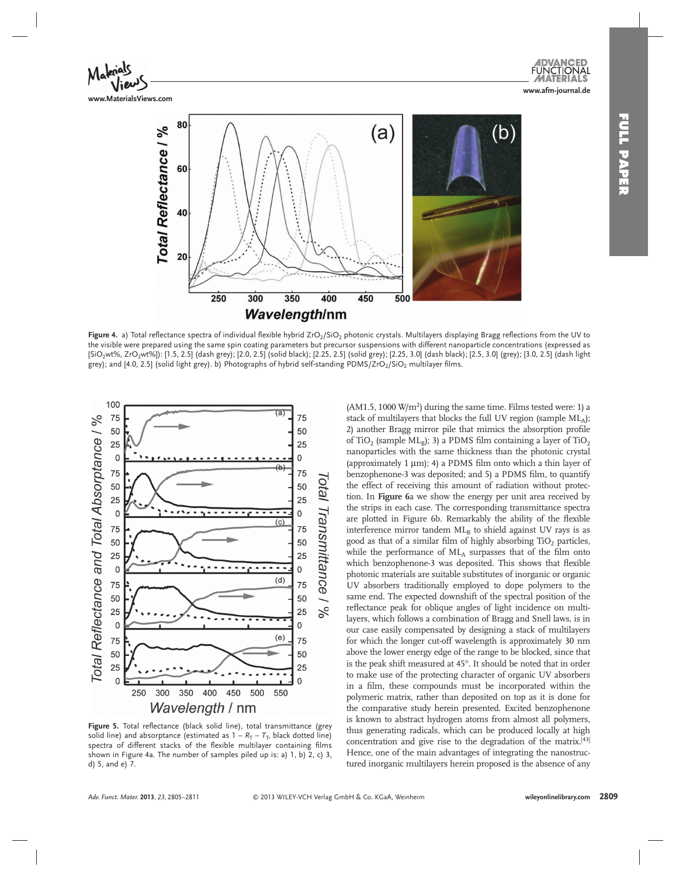Figure 4. a) Total reflectance spectra of individual flexible hybrid $ZrO_2/SiO_2$ photonic crystals. Multilayers displaying Bragg reflections from the UV to the visible were prepared using the same spin coating parameters but precursor suspensions with different nanoparticle concentrations (expressed as [$SiO_2$wt%, $ZrO_2$wt%]): [1.5, 2.5] (dash grey); [2.0, 2.5] (solid black); [2.25, 2.5] (solid grey); [2.25, 3.0] (dash black); [2.5, 3.0] (grey); [3.0, 2.5] (dash light grey); and [4.0, 2.5] (solid light grey). b) Photographs of hybrid self-standing PDMS/$ZrO_2$/$SiO_2$ multilayer films.

Figure 5. Total reflectance (black solid line), total transmittance (grey solid line) and absorptance (estimated as $1 - R_T - T_T$, black dotted line) spectra of different stacks of the flexible multilayer containing films shown in Figure 4a. The number of samples piled up is: a) 1, b) 2, c) 3, d) 5, and e) 7.

(AM1.5, 1000 W/m$^2$) during the same time. Films tested were: 1) a stack of multilayers that blocks the full UV region (sample $ML_A$); 2) another Bragg mirror pile that mimics the absorption profile of $TiO_2$ (sample $ML_B$); 3) a PDMS film containing a layer of $TiO_2$ nanoparticles with the same thickness than the photonic crystal (approximately 1 μm); 4) a PDMS film onto which a thin layer of benzophenone-3 was deposited; and 5) a PDMS film, to quantify the effect of receiving this amount of radiation without protection. In **Figure 6**a we show the energy per unit area received by the strips in each case. The corresponding transmittance spectra are plotted in Figure 6b. Remarkably the ability of the flexible interference mirror tandem $ML_B$ to shield against UV rays is as good as that of a similar film of highly absorbing $TiO_2$ particles, while the performance of $ML_A$ surpasses that of the film onto which benzophenone-3 was deposited. This shows that flexible photonic materials are suitable substitutes of inorganic or organic UV absorbers traditionally employed to dope polymers to the same end. The expected downshift of the spectral position of the reflectance peak for oblique angles of light incidence on multilayers, which follows a combination of Bragg and Snell laws, is in our case easily compensated by designing a stack of multilayers for which the longer cut-off wavelength is approximately 30 nm above the lower energy edge of the range to be blocked, since that is the peak shift measured at 45°. It should be noted that in order to make use of the protecting character of organic UV absorbers in a film, these compounds must be incorporated within the polymeric matrix, rather than deposited on top as it is done for the comparative study herein presented. Excited benzophenone is known to abstract hydrogen atoms from almost all polymers, thus generating radicals, which can be produced locally at high concentration and give rise to the degradation of the matrix.[43] Hence, one of the main advantages of integrating the nanostructured inorganic multilayers herein proposed is the absence of any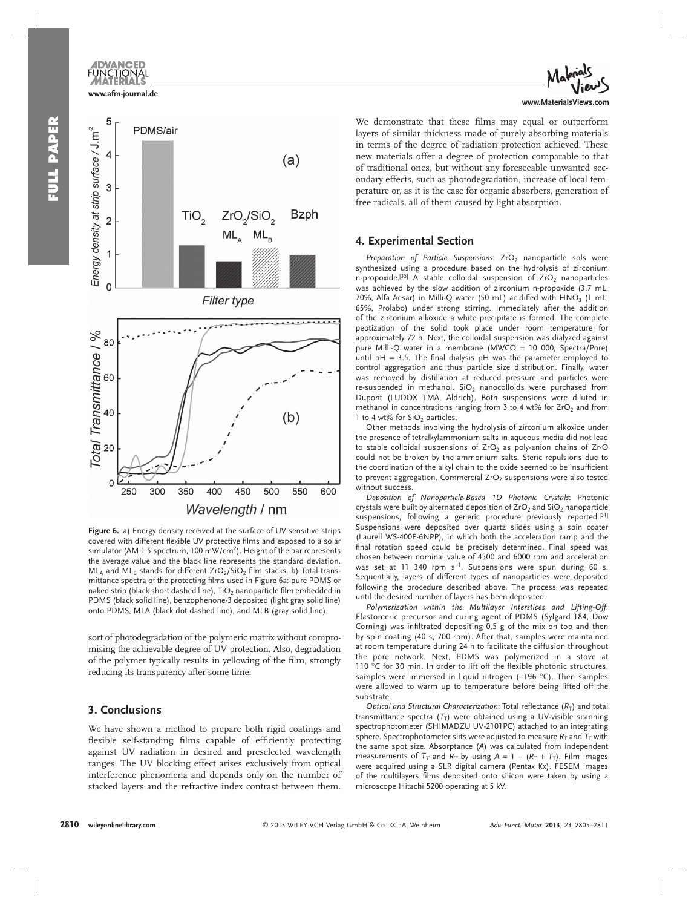**Figure 6.** a) Energy density received at the surface of UV sensitive strips covered with different flexible UV protective films and exposed to a solar simulator (AM 1.5 spectrum, 100 mW/cm$^2$). Height of the bar represents the average value and the black line represents the standard deviation. $ML_A$ and $ML_B$ stands for different $ZrO_2/SiO_2$ film stacks. b) Total transmittance spectra of the protecting films used in Figure 6a: pure PDMS or naked strip (black short dashed line), $TiO_2$ nanoparticle film embedded in PDMS (black solid line), benzophenone-3 deposited (light gray solid line) onto PDMS, MLA (black dot dashed line), and MLB (gray solid line).

sort of photodegradation of the polymeric matrix without compromising the achievable degree of UV protection. Also, degradation of the polymer typically results in yellowing of the film, strongly reducing its transparency after some time.

## 3. Conclusions

We have shown a method to prepare both rigid coatings and flexible self-standing films capable of efficiently protecting against UV radiation in desired and preselected wavelength ranges. The UV blocking effect arises exclusively from optical interference phenomena and depends only on the number of stacked layers and the refractive index contrast between them. We demonstrate that these films may equal or outperform layers of similar thickness made of purely absorbing materials in terms of the degree of radiation protection achieved. These new materials offer a degree of protection comparable to that of traditional ones, but without any foreseeable unwanted secondary effects, such as photodegradation, increase of local temperature or, as it is the case for organic absorbers, generation of free radicals, all of them caused by light absorption.

## 4. Experimental Section

*Preparation of Particle Suspensions*: $ZrO_2$ nanoparticle sols were synthesized using a procedure based on the hydrolysis of zirconium n-propoxide.[35] A stable colloidal suspension of $ZrO_2$ nanoparticles was achieved by the slow addition of zirconium n-propoxide (3.7 mL, 70%, Alfa Aesar) in Milli-Q water (50 mL) acidified with $HNO_3$ (1 mL, 65%, Prolabo) under strong stirring. Immediately after the addition of the zirconium alkoxide a white precipitate is formed. The complete peptization of the solid took place under room temperature for approximately 72 h. Next, the colloidal suspension was dialyzed against pure Milli-Q water in a membrane (MWCO = 10 000, Spectra/Pore) until pH = 3.5. The final dialysis pH was the parameter employed to control aggregation and thus particle size distribution. Finally, water was removed by distillation at reduced pressure and particles were re-suspended in methanol. $SiO_2$ nanocolloids were purchased from Dupont (LUDOX TMA, Aldrich). Both suspensions were diluted in methanol in concentrations ranging from 3 to 4 wt% for $ZrO_2$ and from 1 to 4 wt% for $SiO_2$ particles.

Other methods involving the hydrolysis of zirconium alkoxide under the presence of tetralkylammonium salts in aqueous media did not lead to stable colloidal suspensions of $ZrO_2$ as poly-anion chains of Zr-O could not be broken by the ammonium salts. Steric repulsions due to the coordination of the alkyl chain to the oxide seemed to be insufficient to prevent aggregation. Commercial $ZrO_2$ suspensions were also tested without success.

*Deposition of Nanoparticle-Based 1D Photonic Crystals*: Photonic crystals were built by alternated deposition of $ZrO_2$ and $SiO_2$ nanoparticle suspensions, following a generic procedure previously reported.[31] Suspensions were deposited over quartz slides using a spin coater (Laurell WS-400E-6NPP), in which both the acceleration ramp and the final rotation speed could be precisely determined. Final speed was chosen between nominal value of 4500 and 6000 rpm and acceleration was set at 11 340 rpm s$^{-1}$. Suspensions were spun during 60 s. Sequentially, layers of different types of nanoparticles were deposited following the procedure described above. The process was repeated until the desired number of layers has been deposited.

*Polymerization within the Multilayer Interstices and Lifting-Off*: Elastomeric precursor and curing agent of PDMS (Sylgard 184, Dow Corning) was infiltrated depositing 0.5 g of the mix on top and then by spin coating (40 s, 700 rpm). After that, samples were maintained at room temperature during 24 h to facilitate the diffusion throughout the pore network. Next, PDMS was polymerized in a stove at 110 °C for 30 min. In order to lift off the flexible photonic structures, samples were immersed in liquid nitrogen (–196 °C). Then samples were allowed to warm up to temperature before being lifted off the substrate.

*Optical and Structural Characterization*: Total reflectance ($R_T$) and total transmittance spectra ($T_T$) were obtained using a UV-visible scanning spectrophotometer (SHIMADZU UV-2101PC) attached to an integrating sphere. Spectrophotometer slits were adjusted to measure $R_T$ and $T_T$ with the same spot size. Absorptance ($A$) was calculated from independent measurements of $T_T$ and $R_T$ by using $A = 1 - (R_T + T_T)$. Film images were acquired using a SLR digital camera (Pentax Kx). FESEM images of the multilayers films deposited onto silicon were taken by using a microscope Hitachi 5200 operating at 5 kV.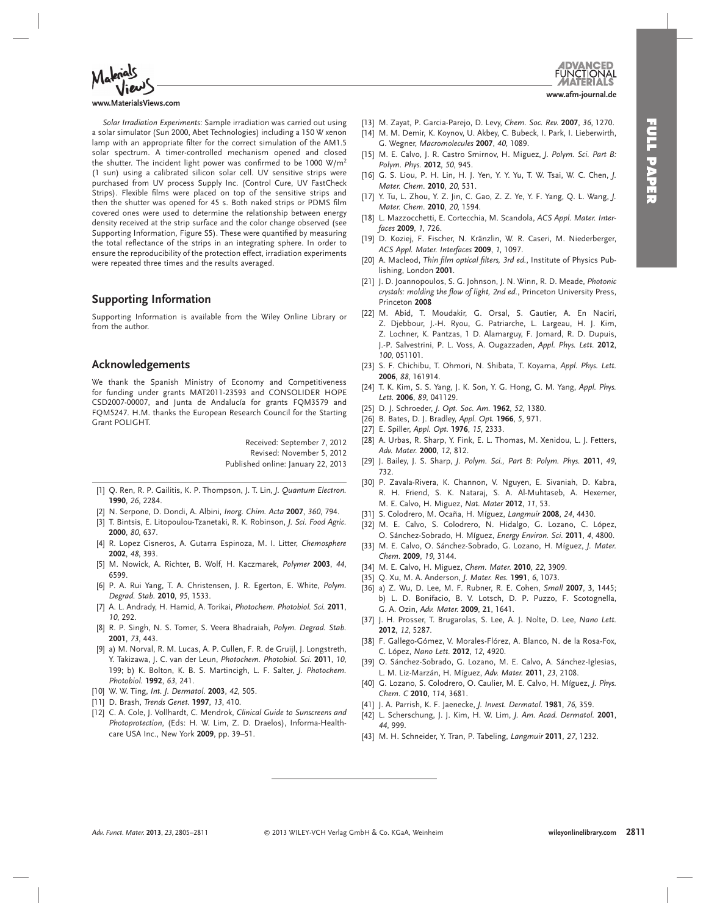*Solar Irradiation Experiments*: Sample irradiation was carried out using a solar simulator (Sun 2000, Abet Technologies) including a 150 W xenon lamp with an appropriate filter for the correct simulation of the AM1.5 solar spectrum. A timer-controlled mechanism opened and closed the shutter. The incident light power was confirmed to be 1000 W/m$^2$ (1 sun) using a calibrated silicon solar cell. UV sensitive strips were purchased from UV process Supply Inc. (Control Cure, UV FastCheck Strips). Flexible films were placed on top of the sensitive strips and then the shutter was opened for 45 s. Both naked strips or PDMS film covered ones were used to determine the relationship between energy density received at the strip surface and the color change observed (see Supporting Information, Figure S5). These were quantified by measuring the total reflectance of the strips in an integrating sphere. In order to ensure the reproducibility of the protection effect, irradiation experiments were repeated three times and the results averaged.

## Supporting Information

Supporting Information is available from the Wiley Online Library or from the author.

## Acknowledgements

We thank the Spanish Ministry of Economy and Competitiveness for funding under grants MAT2011-23593 and CONSOLIDER HOPE CSD2007-00007, and Junta de Andalucía for grants FQM3579 and FQM5247. H.M. thanks the European Research Council for the Starting Grant POLIGHT.

Received: September 7, 2012
Revised: November 5, 2012
Published online: January 22, 2013

[1] Q. Ren, R. P. Gailitis, K. P. Thompson, J. T. Lin, *J. Quantum Electron.* **1990**, *26*, 2284.
[2] N. Serpone, D. Dondi, A. Albini, *Inorg. Chim. Acta* **2007**, *360*, 794.
[3] T. Bintsis, E. Litopoulou-Tzanetaki, R. K. Robinson, *J. Sci. Food Agric.* **2000**, *80*, 637.
[4] R. Lopez Cisneros, A. Gutarra Espinoza, M. I. Litter, *Chemosphere* **2002**, *48*, 393.
[5] M. Nowick, A. Richter, B. Wolf, H. Kaczmarek, *Polymer* **2003**, *44*, 6599.
[6] P. A. Rui Yang, T. A. Christensen, J. R. Egerton, E. White, *Polym. Degrad. Stab.* **2010**, *95*, 1533.
[7] A. L. Andrady, H. Hamid, A. Torikai, *Photochem. Photobiol. Sci.* **2011**, *10*, 292.
[8] R. P. Singh, N. S. Tomer, S. Veera Bhadraiah, *Polym. Degrad. Stab.* **2001**, *73*, 443.
[9] a) M. Norval, R. M. Lucas, A. P. Cullen, F. R. de Gruijl, J. Longstreth, Y. Takizawa, J. C. van der Leun, *Photochem. Photobiol. Sci.* **2011**, *10*, 199; b) K. Bolton, K. B. S. Martincigh, L. F. Salter, *J. Photochem. Photobiol.* **1992**, *63*, 241.
[10] W. W. Ting, *Int. J. Dermatol.* **2003**, *42*, 505.
[11] D. Brash, *Trends Genet.* **1997**, *13*, 410.
[12] C. A. Cole, J. Vollhardt, C. Mendrok, *Clinical Guide to Sunscreens and Photoprotection*, (Eds: H. W. Lim, Z. D. Draelos), Informa-Healthcare USA Inc., New York **2009**, pp. 39–51.
[13] M. Zayat, P. Garcia-Parejo, D. Levy, *Chem. Soc. Rev.* **2007**, *36*, 1270.
[14] M. M. Demir, K. Koynov, U. Akbey, C. Bubeck, I. Park, I. Lieberwirth, G. Wegner, *Macromolecules* **2007**, *40*, 1089.
[15] M. E. Calvo, J. R. Castro Smirnov, H. Miguez, *J. Polym. Sci. Part B: Polym. Phys.* **2012**, *50*, 945.
[16] G. S. Liou, P. H. Lin, H. J. Yen, Y. Y. Yu, T. W. Tsai, W. C. Chen, *J. Mater. Chem.* **2010**, *20*, 531.
[17] Y. Tu, L. Zhou, Y. Z. Jin, C. Gao, Z. Z. Ye, Y. F. Yang, Q. L. Wang, *J. Mater. Chem.* **2010**, *20*, 1594.
[18] L. Mazzocchetti, E. Cortecchia, M. Scandola, *ACS Appl. Mater. Interfaces* **2009**, *1*, 726.
[19] D. Koziej, F. Fischer, N. Kränzlin, W. R. Caseri, M. Niederberger, *ACS Appl. Mater. Interfaces* **2009**, *1*, 1097.
[20] A. Macleod, *Thin film optical filters, 3rd ed.*, Institute of Physics Publishing, London **2001**.
[21] J. D. Joannopoulos, S. G. Johnson, J. N. Winn, R. D. Meade, *Photonic crystals: molding the flow of light, 2nd ed.*, Princeton University Press, Princeton **2008**
[22] M. Abid, T. Moudakir, G. Orsal, S. Gautier, A. En Naciri, Z. Djebbour, J.-H. Ryou, G. Patriarche, L. Largeau, H. J. Kim, Z. Lochner, K. Pantzas, 1 D. Alamarguy, F. Jomard, R. D. Dupuis, J.-P. Salvestrini, P. L. Voss, A. Ougazzaden, *Appl. Phys. Lett.* **2012**, *100*, 051101.
[23] S. F. Chichibu, T. Ohmori, N. Shibata, T. Koyama, *Appl. Phys. Lett.* **2006**, *88*, 161914.
[24] T. K. Kim, S. S. Yang, J. K. Son, Y. G. Hong, G. M. Yang, *Appl. Phys. Lett.* **2006**, *89*, 041129.
[25] D. J. Schroeder, *J. Opt. Soc. Am.* **1962**, *52*, 1380.
[26] B. Bates, D. J. Bradley, *Appl. Opt.* **1966**, *5*, 971.
[27] E. Spiller, *Appl. Opt.* **1976**, *15*, 2333.
[28] A. Urbas, R. Sharp, Y. Fink, E. L. Thomas, M. Xenidou, L. J. Fetters, *Adv. Mater.* **2000**, *12*, 812.
[29] J. Bailey, J. S. Sharp, *J. Polym. Sci., Part B: Polym. Phys.* **2011**, *49*, 732.
[30] P. Zavala-Rivera, K. Channon, V. Nguyen, E. Sivaniah, D. Kabra, R. H. Friend, S. K. Nataraj, S. A. Al-Muhtaseb, A. Hexemer, M. E. Calvo, H. Miguez, *Nat. Mater* **2012**, *11*, 53.
[31] S. Colodrero, M. Ocaña, H. Míguez, *Langmuir* **2008**, *24*, 4430.
[32] M. E. Calvo, S. Colodrero, N. Hidalgo, G. Lozano, C. López, O. Sánchez-Sobrado, H. Míguez, *Energy Environ. Sci.* **2011**, *4*, 4800.
[33] M. E. Calvo, O. Sánchez-Sobrado, G. Lozano, H. Míguez, *J. Mater. Chem.* **2009**, *19*, 3144.
[34] M. E. Calvo, H. Miguez, *Chem. Mater.* **2010**, *22*, 3909.
[35] Q. Xu, M. A. Anderson, *J. Mater. Res.* **1991**, *6*, 1073.
[36] a) Z. Wu, D. Lee, M. F. Rubner, R. E. Cohen, *Small* **2007**, **3**, 1445; b) L. D. Bonifacio, B. V. Lotsch, D. P. Puzzo, F. Scotognella, G. A. Ozin, *Adv. Mater.* **2009**, **21**, 1641.
[37] J. H. Prosser, T. Brugarolas, S. Lee, A. J. Nolte, D. Lee, *Nano Lett.* **2012**, *12*, 5287.
[38] F. Gallego-Gómez, V. Morales-Flórez, A. Blanco, N. de la Rosa-Fox, C. López, *Nano Lett.* **2012**, *12*, 4920.
[39] O. Sánchez-Sobrado, G. Lozano, M. E. Calvo, A. Sánchez-Iglesias, L. M. Liz-Marzán, H. Míguez, *Adv. Mater.* **2011**, *23*, 2108.
[40] G. Lozano, S. Colodrero, O. Caulier, M. E. Calvo, H. Míguez, *J. Phys. Chem. C* **2010**, *114*, 3681.
[41] J. A. Parrish, K. F. Jaenecke, *J. Invest. Dermatol.* **1981**, *76*, 359.
[42] L. Scherschung, J. J. Kim, H. W. Lim, *J. Am. Acad. Dermatol.* **2001**, *44*, 999.
[43] M. H. Schneider, Y. Tran, P. Tabeling, *Langmuir* **2011**, *27*, 1232.